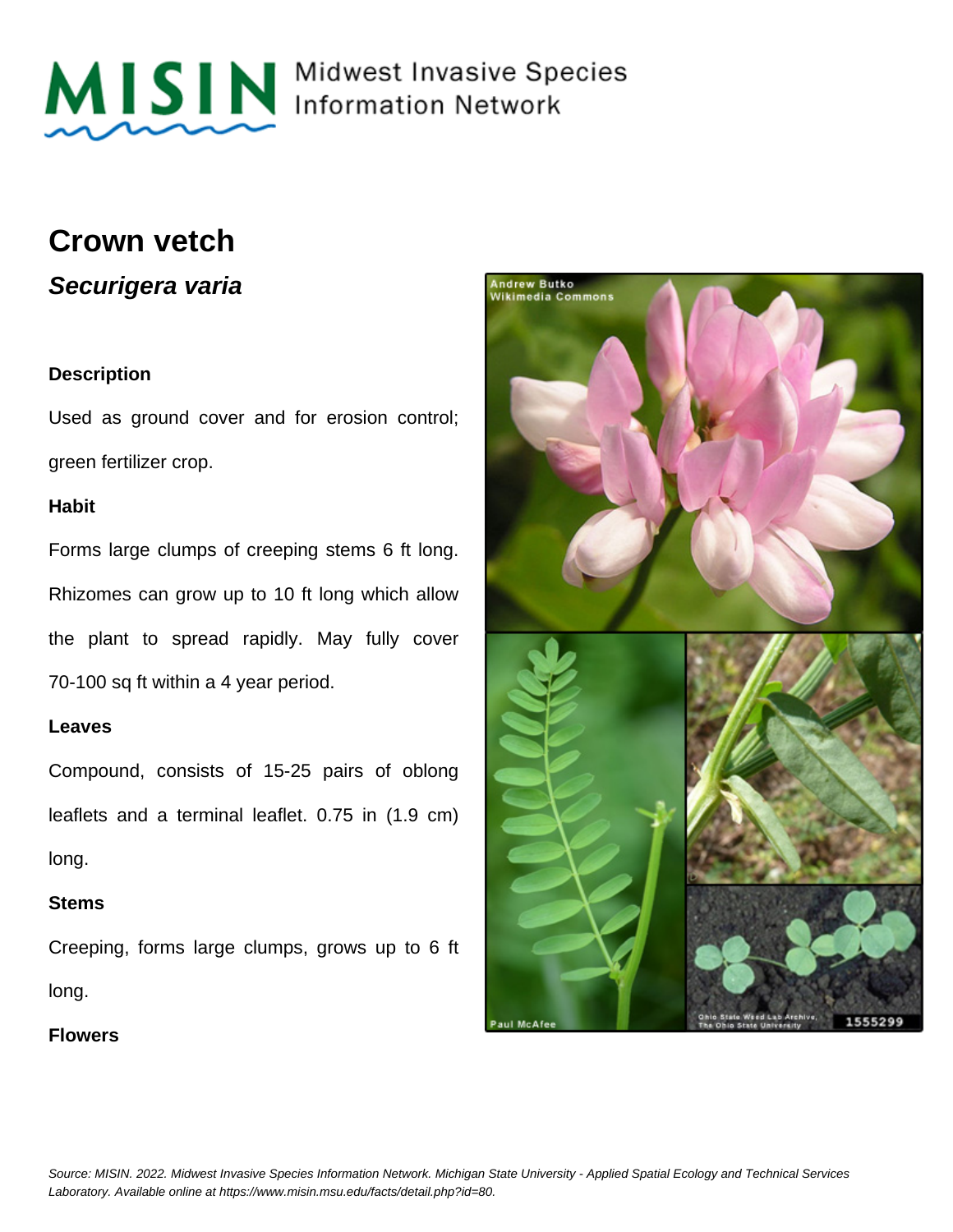# Crown vetch

## *Securigera varia*

### Description

Used as ground cover and for erosion control; green fertilizer crop.

### Habit

Forms large clumps of creeping stems 6 ft long. Rhizomes can grow up to 10 ft long which allow the plant to spread rapidly. May fully cover 70-100 sq ft within a 4 year period.

### Leaves

Compound, consists of 15-25 pairs of oblong leaflets and a terminal leaflet. 0.75 in (1.9 cm) long.

### Stems

Creeping, forms large clumps, grows up to 6 ft long.

### Flowers

*Source: MISIN. 2022. Midwest Invasive Species Information Network. Michigan State University - Applied Spatial Ecology and Technical Services Laboratory. Available online at https://www.misin.msu.edu/facts/detail.php?id=80.*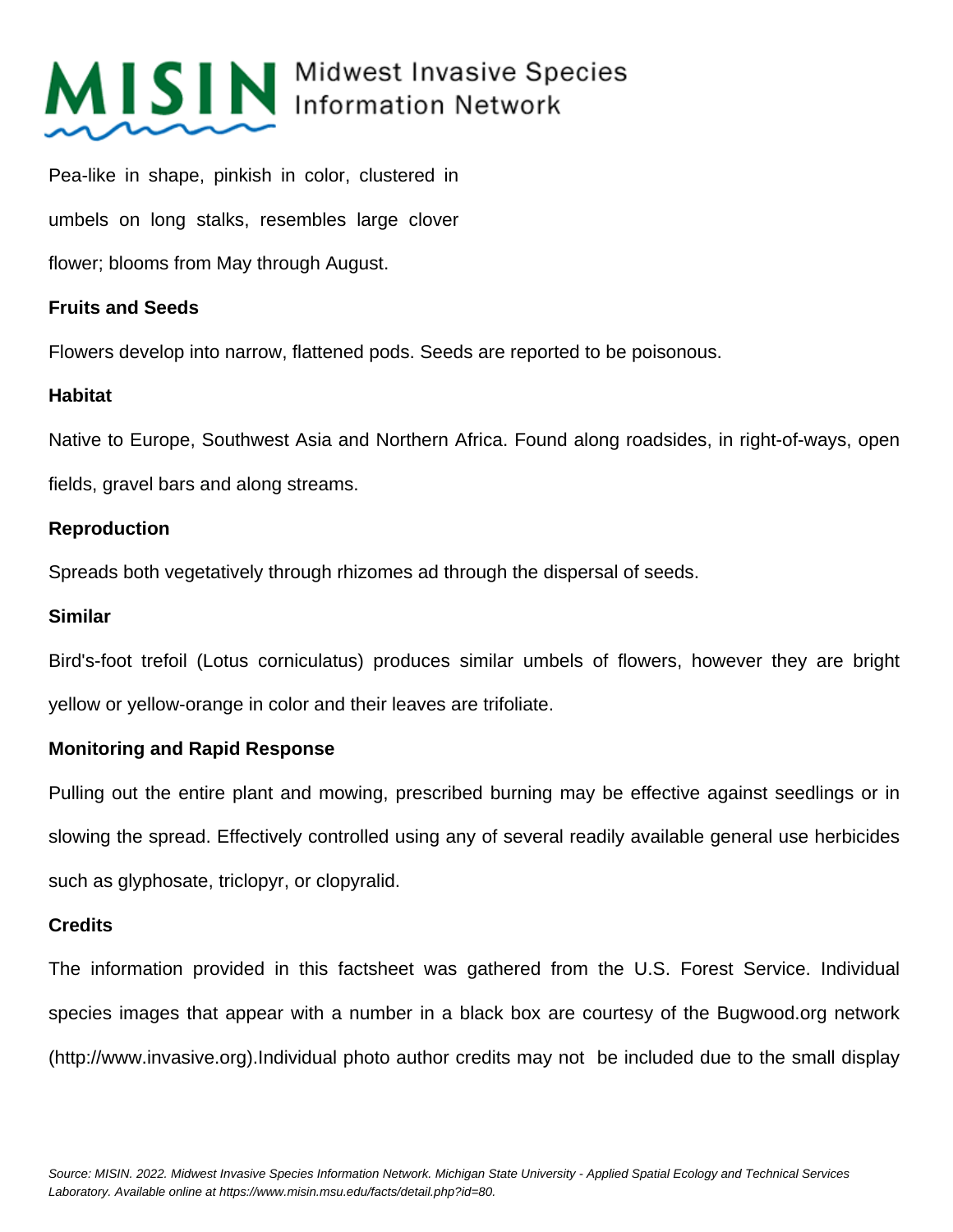Pea-like in shape, pinkish in color, clustered in umbels on long stalks, resembles large clover flower; blooms from May through August.

**Fruits and Seeds**

Flowers develop into narrow, flattened pods. Seeds are reported to be poisonous.

**Habitat**

Native to Europe, Southwest Asia and Northern Africa. Found along roadsides, in right-of-ways, open fields, gravel bars and along streams.

**Reproduction**

Spreads both vegetatively through rhizomes ad through the dispersal of seeds.

**Similar**

Bird's-foot trefoil (Lotus corniculatus) produces similar umbels of flowers, however they are bright yellow or yellow-orange in color and their leaves are trifoliate.

**Monitoring and Rapid Response**

Pulling out the entire plant and mowing, prescribed burning may be effective against seedlings or in slowing the spread. Effectively controlled using any of several readily available general use herbicides such as glyphosate, triclopyr, or clopyralid.

**Credits**

The information provided in this factsheet was gathered from the U.S. Forest Service. Individual species images that appear with a number in a black box are courtesy of the Bugwood.org network (http://www.invasive.org).Individual photo author credits may not be included due to the small display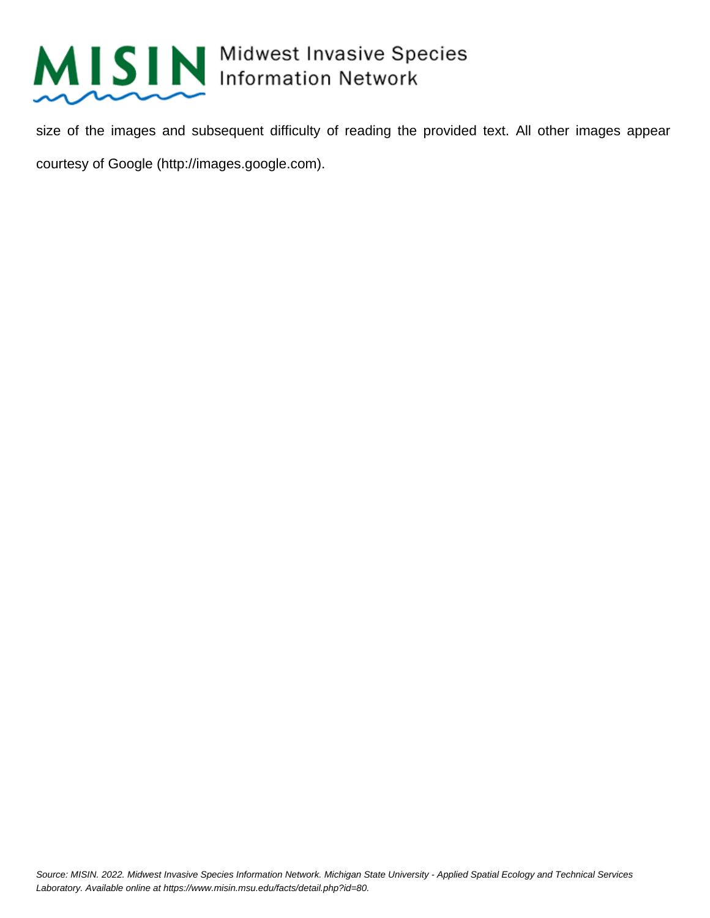size of the images and subsequent difficulty of reading the provided text. All other images appear courtesy of Google (http://images.google.com).